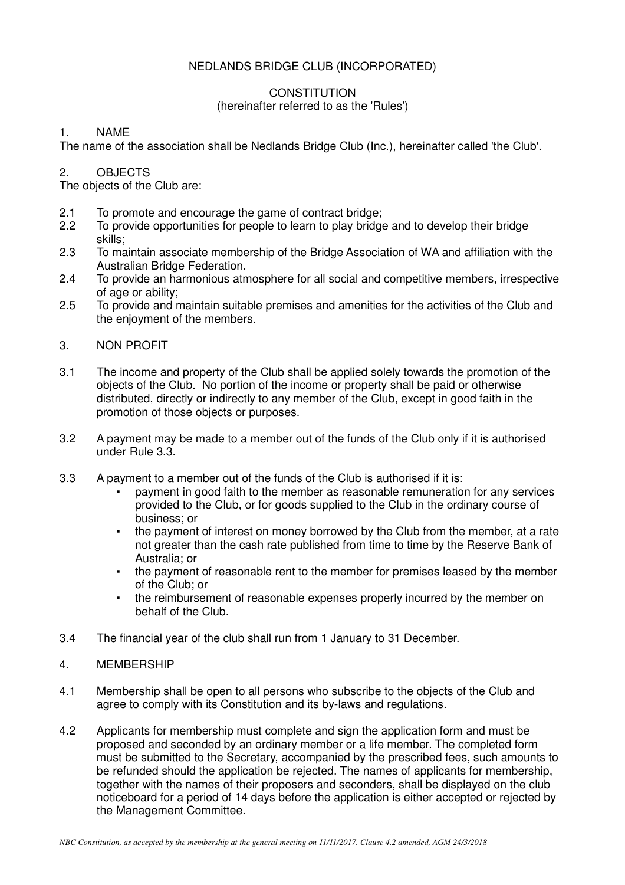# NEDLANDS BRIDGE CLUB (INCORPORATED)

## CONSTITUTION
(hereinafter referred to as the 'Rules')

## 1. NAME

The name of the association shall be Nedlands Bridge Club (Inc.), hereinafter called 'the Club'.

## 2. OBJECTS

The objects of the Club are:

2.1 To promote and encourage the game of contract bridge;

2.2 To provide opportunities for people to learn to play bridge and to develop their bridge skills;

2.3 To maintain associate membership of the Bridge Association of WA and affiliation with the Australian Bridge Federation.

2.4 To provide an harmonious atmosphere for all social and competitive members, irrespective of age or ability;

2.5 To provide and maintain suitable premises and amenities for the activities of the Club and the enjoyment of the members.

## 3. NON PROFIT

3.1 The income and property of the Club shall be applied solely towards the promotion of the objects of the Club. No portion of the income or property shall be paid or otherwise distributed, directly or indirectly to any member of the Club, except in good faith in the promotion of those objects or purposes.

3.2 A payment may be made to a member out of the funds of the Club only if it is authorised under Rule 3.3.

3.3 A payment to a member out of the funds of the Club is authorised if it is:

- payment in good faith to the member as reasonable remuneration for any services provided to the Club, or for goods supplied to the Club in the ordinary course of business; or
- the payment of interest on money borrowed by the Club from the member, at a rate not greater than the cash rate published from time to time by the Reserve Bank of Australia; or
- the payment of reasonable rent to the member for premises leased by the member of the Club; or
- the reimbursement of reasonable expenses properly incurred by the member on behalf of the Club.

3.4 The financial year of the club shall run from 1 January to 31 December.

## 4. MEMBERSHIP

4.1 Membership shall be open to all persons who subscribe to the objects of the Club and agree to comply with its Constitution and its by-laws and regulations.

4.2 Applicants for membership must complete and sign the application form and must be proposed and seconded by an ordinary member or a life member. The completed form must be submitted to the Secretary, accompanied by the prescribed fees, such amounts to be refunded should the application be rejected. The names of applicants for membership, together with the names of their proposers and seconders, shall be displayed on the club noticeboard for a period of 14 days before the application is either accepted or rejected by the Management Committee.

*NBC Constitution, as accepted by the membership at the general meeting on 11/11/2017. Clause 4.2 amended, AGM 24/3/2018*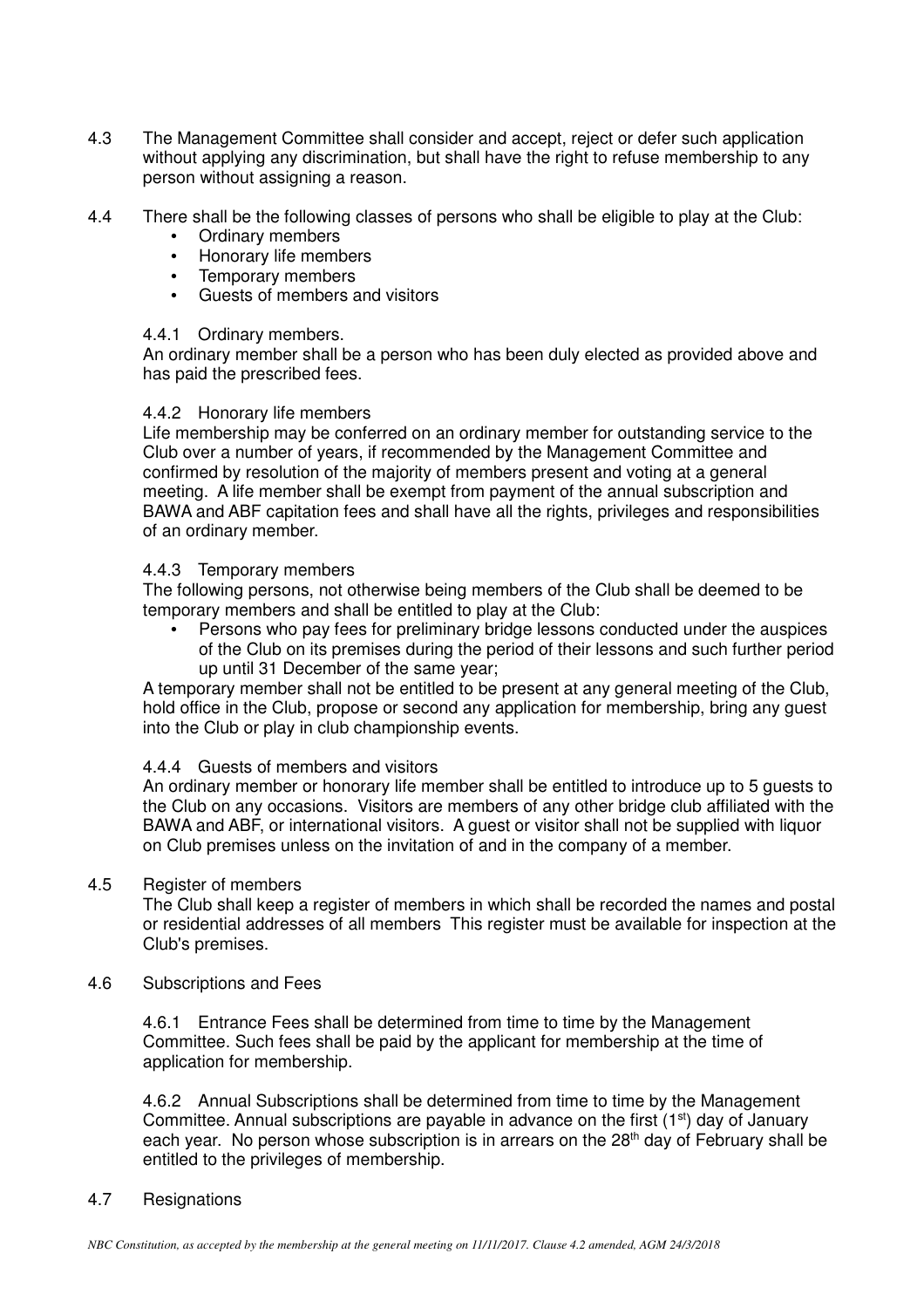4.3 The Management Committee shall consider and accept, reject or defer such application without applying any discrimination, but shall have the right to refuse membership to any person without assigning a reason.

4.4 There shall be the following classes of persons who shall be eligible to play at the Club:

- Ordinary members
- Honorary life members
- Temporary members
- Guests of members and visitors

4.4.1 Ordinary members.

An ordinary member shall be a person who has been duly elected as provided above and has paid the prescribed fees.

4.4.2 Honorary life members

Life membership may be conferred on an ordinary member for outstanding service to the Club over a number of years, if recommended by the Management Committee and confirmed by resolution of the majority of members present and voting at a general meeting. A life member shall be exempt from payment of the annual subscription and BAWA and ABF capitation fees and shall have all the rights, privileges and responsibilities of an ordinary member.

4.4.3 Temporary members

The following persons, not otherwise being members of the Club shall be deemed to be temporary members and shall be entitled to play at the Club:

- Persons who pay fees for preliminary bridge lessons conducted under the auspices of the Club on its premises during the period of their lessons and such further period up until 31 December of the same year;

A temporary member shall not be entitled to be present at any general meeting of the Club, hold office in the Club, propose or second any application for membership, bring any guest into the Club or play in club championship events.

4.4.4 Guests of members and visitors

An ordinary member or honorary life member shall be entitled to introduce up to 5 guests to the Club on any occasions. Visitors are members of any other bridge club affiliated with the BAWA and ABF, or international visitors. A guest or visitor shall not be supplied with liquor on Club premises unless on the invitation of and in the company of a member.

4.5 Register of members

The Club shall keep a register of members in which shall be recorded the names and postal or residential addresses of all members This register must be available for inspection at the Club's premises.

4.6 Subscriptions and Fees

4.6.1 Entrance Fees shall be determined from time to time by the Management Committee. Such fees shall be paid by the applicant for membership at the time of application for membership.

4.6.2 Annual Subscriptions shall be determined from time to time by the Management Committee. Annual subscriptions are payable in advance on the first (1st) day of January each year. No person whose subscription is in arrears on the 28th day of February shall be entitled to the privileges of membership.

4.7 Resignations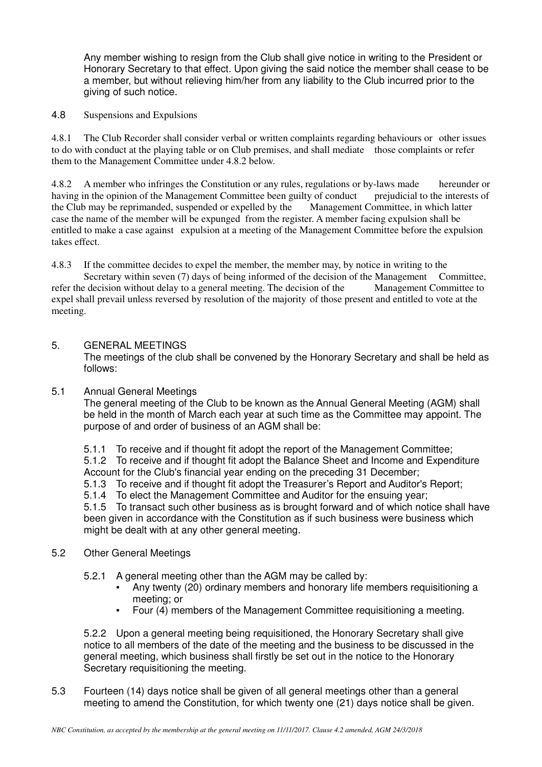Any member wishing to resign from the Club shall give notice in writing to the President or Honorary Secretary to that effect. Upon giving the said notice the member shall cease to be a member, but without relieving him/her from any liability to the Club incurred prior to the giving of such notice.

4.8 Suspensions and Expulsions

4.8.1 The Club Recorder shall consider verbal or written complaints regarding behaviours or other issues to do with conduct at the playing table or on Club premises, and shall mediate those complaints or refer them to the Management Committee under 4.8.2 below.

4.8.2 A member who infringes the Constitution or any rules, regulations or by-laws made hereunder or having in the opinion of the Management Committee been guilty of conduct prejudicial to the interests of the Club may be reprimanded, suspended or expelled by the Management Committee, in which latter case the name of the member will be expunged from the register. A member facing expulsion shall be entitled to make a case against expulsion at a meeting of the Management Committee before the expulsion takes effect.

4.8.3 If the committee decides to expel the member, the member may, by notice in writing to the Secretary within seven (7) days of being informed of the decision of the Management Committee, refer the decision without delay to a general meeting. The decision of the Management Committee to expel shall prevail unless reversed by resolution of the majority of those present and entitled to vote at the meeting.

## 5. GENERAL MEETINGS

The meetings of the club shall be convened by the Honorary Secretary and shall be held as follows:

### 5.1 Annual General Meetings

The general meeting of the Club to be known as the Annual General Meeting (AGM) shall be held in the month of March each year at such time as the Committee may appoint. The purpose of and order of business of an AGM shall be:

5.1.1 To receive and if thought fit adopt the report of the Management Committee;
5.1.2 To receive and if thought fit adopt the Balance Sheet and Income and Expenditure Account for the Club's financial year ending on the preceding 31 December;
5.1.3 To receive and if thought fit adopt the Treasurer's Report and Auditor's Report;
5.1.4 To elect the Management Committee and Auditor for the ensuing year;
5.1.5 To transact such other business as is brought forward and of which notice shall have been given in accordance with the Constitution as if such business were business which might be dealt with at any other general meeting.

### 5.2 Other General Meetings

5.2.1 A general meeting other than the AGM may be called by:

- Any twenty (20) ordinary members and honorary life members requisitioning a meeting; or
- Four (4) members of the Management Committee requisitioning a meeting.

5.2.2 Upon a general meeting being requisitioned, the Honorary Secretary shall give notice to all members of the date of the meeting and the business to be discussed in the general meeting, which business shall firstly be set out in the notice to the Honorary Secretary requisitioning the meeting.

5.3 Fourteen (14) days notice shall be given of all general meetings other than a general meeting to amend the Constitution, for which twenty one (21) days notice shall be given.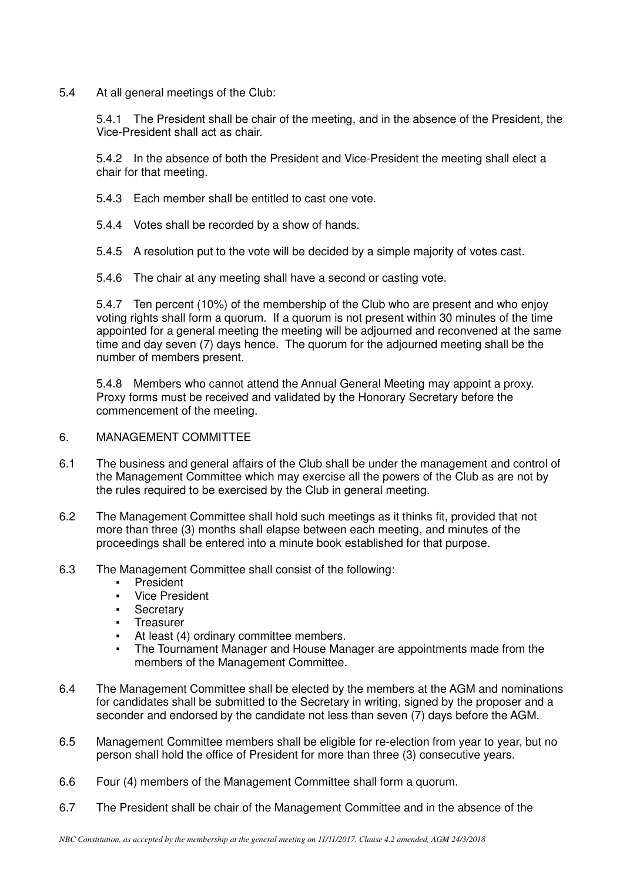5.4 At all general meetings of the Club:

5.4.1 The President shall be chair of the meeting, and in the absence of the President, the Vice-President shall act as chair.

5.4.2 In the absence of both the President and Vice-President the meeting shall elect a chair for that meeting.

5.4.3 Each member shall be entitled to cast one vote.

5.4.4 Votes shall be recorded by a show of hands.

5.4.5 A resolution put to the vote will be decided by a simple majority of votes cast.

5.4.6 The chair at any meeting shall have a second or casting vote.

5.4.7 Ten percent (10%) of the membership of the Club who are present and who enjoy voting rights shall form a quorum. If a quorum is not present within 30 minutes of the time appointed for a general meeting the meeting will be adjourned and reconvened at the same time and day seven (7) days hence. The quorum for the adjourned meeting shall be the number of members present.

5.4.8 Members who cannot attend the Annual General Meeting may appoint a proxy. Proxy forms must be received and validated by the Honorary Secretary before the commencement of the meeting.

## 6. MANAGEMENT COMMITTEE

6.1 The business and general affairs of the Club shall be under the management and control of the Management Committee which may exercise all the powers of the Club as are not by the rules required to be exercised by the Club in general meeting.

6.2 The Management Committee shall hold such meetings as it thinks fit, provided that not more than three (3) months shall elapse between each meeting, and minutes of the proceedings shall be entered into a minute book established for that purpose.

6.3 The Management Committee shall consist of the following:

- President
- Vice President
- Secretary
- Treasurer
- At least (4) ordinary committee members.
- The Tournament Manager and House Manager are appointments made from the members of the Management Committee.

6.4 The Management Committee shall be elected by the members at the AGM and nominations for candidates shall be submitted to the Secretary in writing, signed by the proposer and a seconder and endorsed by the candidate not less than seven (7) days before the AGM.

6.5 Management Committee members shall be eligible for re-election from year to year, but no person shall hold the office of President for more than three (3) consecutive years.

6.6 Four (4) members of the Management Committee shall form a quorum.

6.7 The President shall be chair of the Management Committee and in the absence of the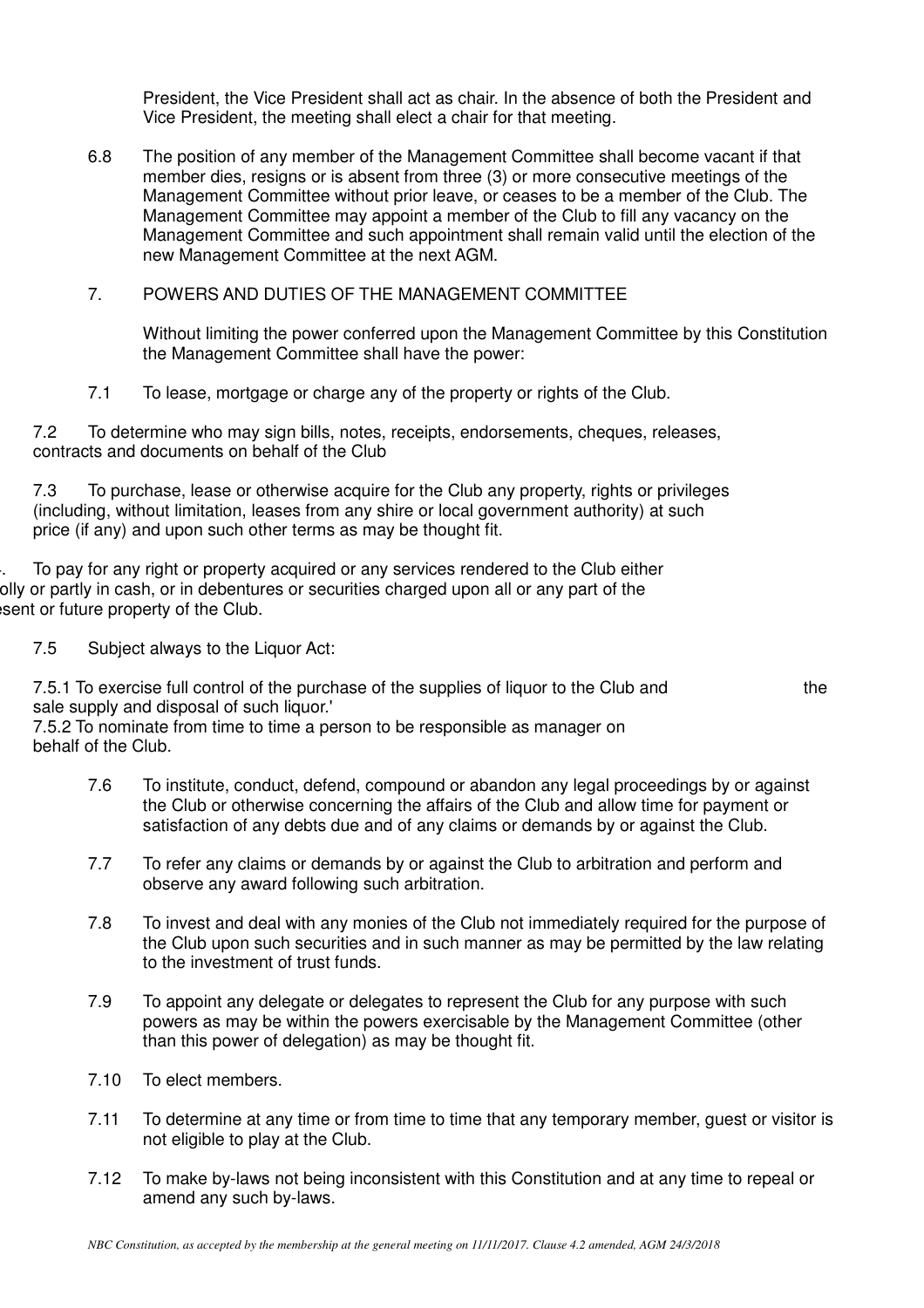President, the Vice President shall act as chair. In the absence of both the President and Vice President, the meeting shall elect a chair for that meeting.

6.8 The position of any member of the Management Committee shall become vacant if that member dies, resigns or is absent from three (3) or more consecutive meetings of the Management Committee without prior leave, or ceases to be a member of the Club. The Management Committee may appoint a member of the Club to fill any vacancy on the Management Committee and such appointment shall remain valid until the election of the new Management Committee at the next AGM.

## 7. POWERS AND DUTIES OF THE MANAGEMENT COMMITTEE

Without limiting the power conferred upon the Management Committee by this Constitution the Management Committee shall have the power:

7.1 To lease, mortgage or charge any of the property or rights of the Club.

7.2 To determine who may sign bills, notes, receipts, endorsements, cheques, releases, contracts and documents on behalf of the Club

7.3 To purchase, lease or otherwise acquire for the Club any property, rights or privileges (including, without limitation, leases from any shire or local government authority) at such price (if any) and upon such other terms as may be thought fit.

-. To pay for any right or property acquired or any services rendered to the Club either olly or partly in cash, or in debentures or securities charged upon all or any part of the esent or future property of the Club.

7.5 Subject always to the Liquor Act:

7.5.1 To exercise full control of the purchase of the supplies of liquor to the Club and the sale supply and disposal of such liquor.'
7.5.2 To nominate from time to time a person to be responsible as manager on behalf of the Club.

7.6 To institute, conduct, defend, compound or abandon any legal proceedings by or against the Club or otherwise concerning the affairs of the Club and allow time for payment or satisfaction of any debts due and of any claims or demands by or against the Club.

7.7 To refer any claims or demands by or against the Club to arbitration and perform and observe any award following such arbitration.

7.8 To invest and deal with any monies of the Club not immediately required for the purpose of the Club upon such securities and in such manner as may be permitted by the law relating to the investment of trust funds.

7.9 To appoint any delegate or delegates to represent the Club for any purpose with such powers as may be within the powers exercisable by the Management Committee (other than this power of delegation) as may be thought fit.

7.10 To elect members.

7.11 To determine at any time or from time to time that any temporary member, guest or visitor is not eligible to play at the Club.

7.12 To make by-laws not being inconsistent with this Constitution and at any time to repeal or amend any such by-laws.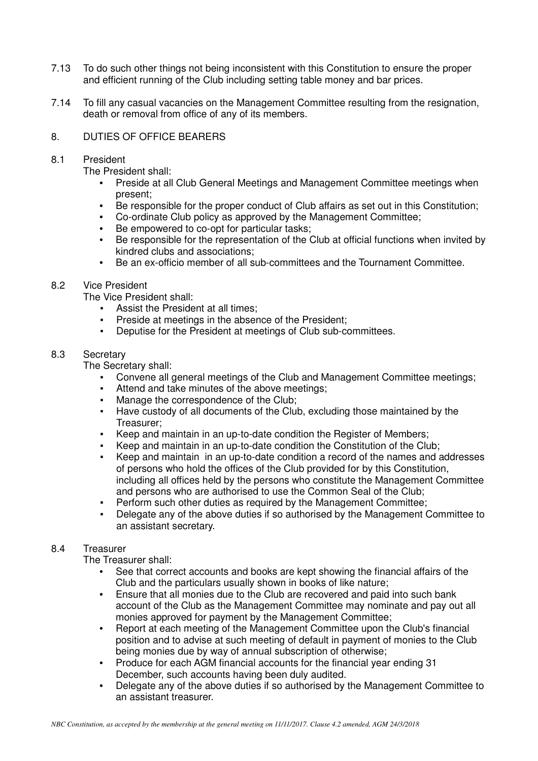7.13 To do such other things not being inconsistent with this Constitution to ensure the proper and efficient running of the Club including setting table money and bar prices.

7.14 To fill any casual vacancies on the Management Committee resulting from the resignation, death or removal from office of any of its members.

## 8. DUTIES OF OFFICE BEARERS

### 8.1 President

The President shall:

- Preside at all Club General Meetings and Management Committee meetings when present;
- Be responsible for the proper conduct of Club affairs as set out in this Constitution;
- Co-ordinate Club policy as approved by the Management Committee;
- Be empowered to co-opt for particular tasks;
- Be responsible for the representation of the Club at official functions when invited by kindred clubs and associations;
- Be an ex-officio member of all sub-committees and the Tournament Committee.

### 8.2 Vice President

The Vice President shall:

- Assist the President at all times;
- Preside at meetings in the absence of the President;
- Deputise for the President at meetings of Club sub-committees.

### 8.3 Secretary

The Secretary shall:

- Convene all general meetings of the Club and Management Committee meetings;
- Attend and take minutes of the above meetings;
- Manage the correspondence of the Club;
- Have custody of all documents of the Club, excluding those maintained by the Treasurer;
- Keep and maintain in an up-to-date condition the Register of Members;
- Keep and maintain in an up-to-date condition the Constitution of the Club;
- Keep and maintain in an up-to-date condition a record of the names and addresses of persons who hold the offices of the Club provided for by this Constitution, including all offices held by the persons who constitute the Management Committee and persons who are authorised to use the Common Seal of the Club;
- Perform such other duties as required by the Management Committee;
- Delegate any of the above duties if so authorised by the Management Committee to an assistant secretary.

### 8.4 Treasurer

The Treasurer shall:

- See that correct accounts and books are kept showing the financial affairs of the Club and the particulars usually shown in books of like nature;
- Ensure that all monies due to the Club are recovered and paid into such bank account of the Club as the Management Committee may nominate and pay out all monies approved for payment by the Management Committee;
- Report at each meeting of the Management Committee upon the Club's financial position and to advise at such meeting of default in payment of monies to the Club being monies due by way of annual subscription of otherwise;
- Produce for each AGM financial accounts for the financial year ending 31 December, such accounts having been duly audited.
- Delegate any of the above duties if so authorised by the Management Committee to an assistant treasurer.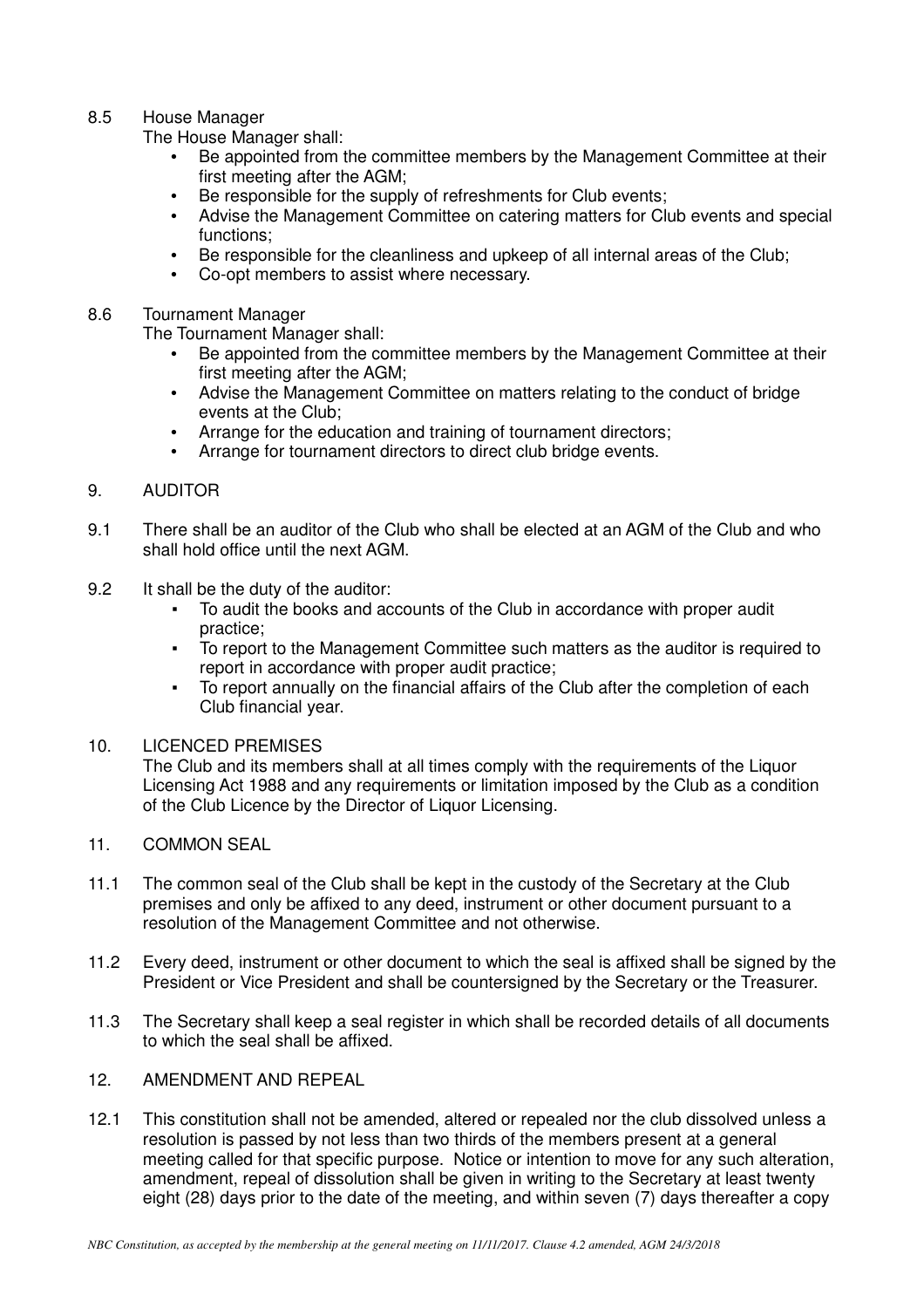8.5 House Manager

The House Manager shall:

- Be appointed from the committee members by the Management Committee at their first meeting after the AGM;
- Be responsible for the supply of refreshments for Club events;
- Advise the Management Committee on catering matters for Club events and special functions;
- Be responsible for the cleanliness and upkeep of all internal areas of the Club;
- Co-opt members to assist where necessary.

8.6 Tournament Manager

The Tournament Manager shall:

- Be appointed from the committee members by the Management Committee at their first meeting after the AGM;
- Advise the Management Committee on matters relating to the conduct of bridge events at the Club;
- Arrange for the education and training of tournament directors;
- Arrange for tournament directors to direct club bridge events.

## 9. AUDITOR

9.1 There shall be an auditor of the Club who shall be elected at an AGM of the Club and who shall hold office until the next AGM.

9.2 It shall be the duty of the auditor:

- To audit the books and accounts of the Club in accordance with proper audit practice;
- To report to the Management Committee such matters as the auditor is required to report in accordance with proper audit practice;
- To report annually on the financial affairs of the Club after the completion of each Club financial year.

## 10. LICENCED PREMISES

The Club and its members shall at all times comply with the requirements of the Liquor Licensing Act 1988 and any requirements or limitation imposed by the Club as a condition of the Club Licence by the Director of Liquor Licensing.

## 11. COMMON SEAL

11.1 The common seal of the Club shall be kept in the custody of the Secretary at the Club premises and only be affixed to any deed, instrument or other document pursuant to a resolution of the Management Committee and not otherwise.

11.2 Every deed, instrument or other document to which the seal is affixed shall be signed by the President or Vice President and shall be countersigned by the Secretary or the Treasurer.

11.3 The Secretary shall keep a seal register in which shall be recorded details of all documents to which the seal shall be affixed.

## 12. AMENDMENT AND REPEAL

12.1 This constitution shall not be amended, altered or repealed nor the club dissolved unless a resolution is passed by not less than two thirds of the members present at a general meeting called for that specific purpose. Notice or intention to move for any such alteration, amendment, repeal of dissolution shall be given in writing to the Secretary at least twenty eight (28) days prior to the date of the meeting, and within seven (7) days thereafter a copy

*NBC Constitution, as accepted by the membership at the general meeting on 11/11/2017. Clause 4.2 amended, AGM 24/3/2018*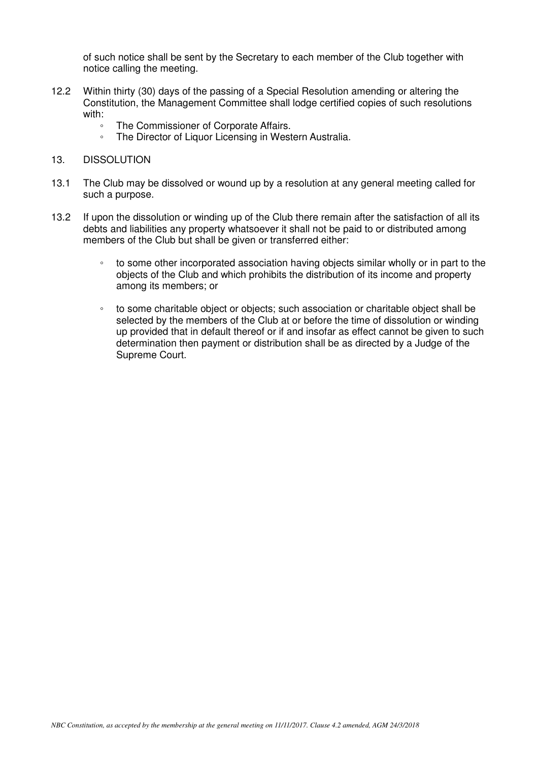of such notice shall be sent by the Secretary to each member of the Club together with notice calling the meeting.

12.2 Within thirty (30) days of the passing of a Special Resolution amending or altering the Constitution, the Management Committee shall lodge certified copies of such resolutions with:

- The Commissioner of Corporate Affairs.
- The Director of Liquor Licensing in Western Australia.

## 13. DISSOLUTION

13.1 The Club may be dissolved or wound up by a resolution at any general meeting called for such a purpose.

13.2 If upon the dissolution or winding up of the Club there remain after the satisfaction of all its debts and liabilities any property whatsoever it shall not be paid to or distributed among members of the Club but shall be given or transferred either:

- to some other incorporated association having objects similar wholly or in part to the objects of the Club and which prohibits the distribution of its income and property among its members; or

- to some charitable object or objects; such association or charitable object shall be selected by the members of the Club at or before the time of dissolution or winding up provided that in default thereof or if and insofar as effect cannot be given to such determination then payment or distribution shall be as directed by a Judge of the Supreme Court.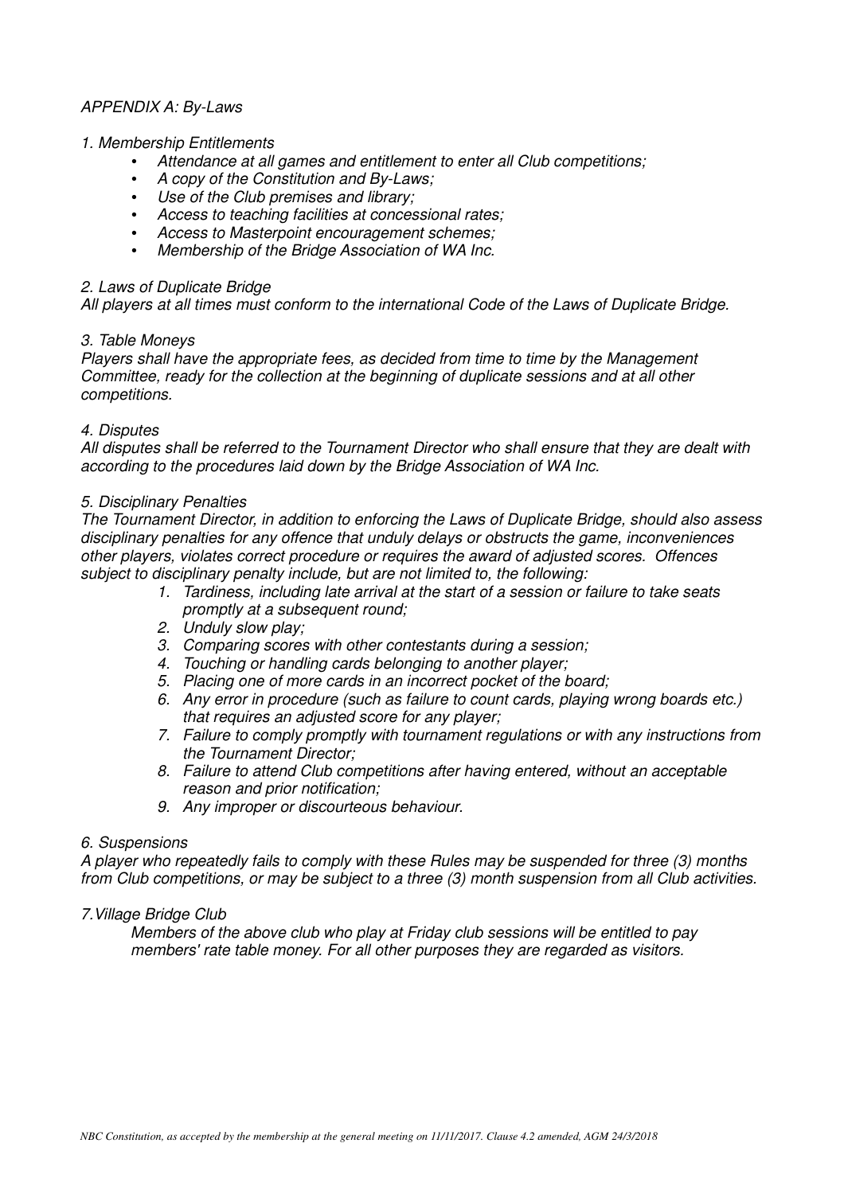*APPENDIX A: By-Laws*

*1. Membership Entitlements*

- *Attendance at all games and entitlement to enter all Club competitions;*
- *A copy of the Constitution and By-Laws;*
- *Use of the Club premises and library;*
- *Access to teaching facilities at concessional rates;*
- *Access to Masterpoint encouragement schemes;*
- *Membership of the Bridge Association of WA Inc.*

*2. Laws of Duplicate Bridge*

*All players at all times must conform to the international Code of the Laws of Duplicate Bridge.*

*3. Table Moneys*

*Players shall have the appropriate fees, as decided from time to time by the Management Committee, ready for the collection at the beginning of duplicate sessions and at all other competitions.*

*4. Disputes*

*All disputes shall be referred to the Tournament Director who shall ensure that they are dealt with according to the procedures laid down by the Bridge Association of WA Inc.*

*5. Disciplinary Penalties*

*The Tournament Director, in addition to enforcing the Laws of Duplicate Bridge, should also assess disciplinary penalties for any offence that unduly delays or obstructs the game, inconveniences other players, violates correct procedure or requires the award of adjusted scores. Offences subject to disciplinary penalty include, but are not limited to, the following:*

1. *Tardiness, including late arrival at the start of a session or failure to take seats promptly at a subsequent round;*
2. *Unduly slow play;*
3. *Comparing scores with other contestants during a session;*
4. *Touching or handling cards belonging to another player;*
5. *Placing one of more cards in an incorrect pocket of the board;*
6. *Any error in procedure (such as failure to count cards, playing wrong boards etc.) that requires an adjusted score for any player;*
7. *Failure to comply promptly with tournament regulations or with any instructions from the Tournament Director;*
8. *Failure to attend Club competitions after having entered, without an acceptable reason and prior notification;*
9. *Any improper or discourteous behaviour.*

*6. Suspensions*

*A player who repeatedly fails to comply with these Rules may be suspended for three (3) months from Club competitions, or may be subject to a three (3) month suspension from all Club activities.*

*7.Village Bridge Club*

*Members of the above club who play at Friday club sessions will be entitled to pay members' rate table money. For all other purposes they are regarded as visitors.*

*NBC Constitution, as accepted by the membership at the general meeting on 11/11/2017. Clause 4.2 amended, AGM 24/3/2018*